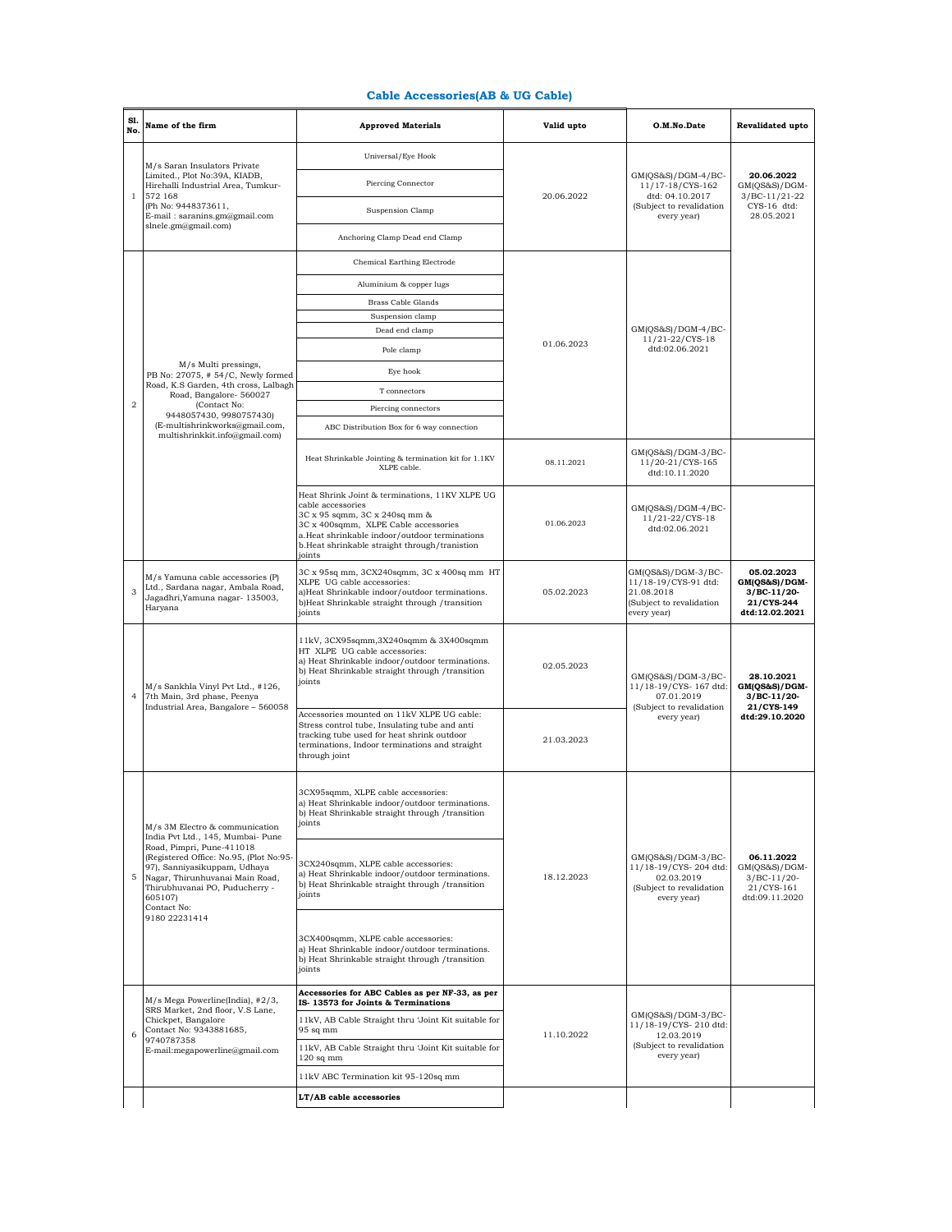## Cable Accessories(AB & UG Cable)

| Sl. No. | Name of the firm | Approved Materials | Valid upto | O.M.No.Date | Revalidated upto |
|---|---|---|---|---|---|
| 1 | M/s Saran Insulators Private Limited., Plot No:39A, KIADB, Hirehalli Industrial Area, Tumkur-572 168 (Ph No: 9448373611, E-mail : saranins.gm@gmail.com slnele.gm@gmail.com) | Universal/Eye Hook | 20.06.2022 | GM(QS&S)/DGM-4/BC-11/17-18/CYS-162 dtd: 04.10.2017 (Subject to revalidation every year) | **20.06.2022** GM(QS&S)/DGM-3/BC-11/21-22 CYS-16 dtd: 28.05.2021 |
| | | Piercing Connector | | | |
| | | Suspension Clamp | | | |
| | | Anchoring Clamp Dead end Clamp | | | |
| 2 | M/s Multi pressings, PB No: 27075, # 54/C, Newly formed Road, K.S Garden, 4th cross, Lalbagh Road, Bangalore- 560027 (Contact No: 9448057430, 9980757430) (E-multishrinkworks@gmail.com, multishrinkkit.info@gmail.com) | Chemical Earthing Electrode | 01.06.2023 | GM(QS&S)/DGM-4/BC-11/21-22/CYS-18 dtd:02.06.2021 | |
| | | Aluminium & copper lugs | | | |
| | | Brass Cable Glands | | | |
| | | Suspension clamp | | | |
| | | Dead end clamp | | | |
| | | Pole clamp | | | |
| | | Eye hook | | | |
| | | T connectors | | | |
| | | Piercing connectors | | | |
| | | ABC Distribution Box for 6 way connection | | | |
| | | Heat Shrinkable Jointing & termination kit for 1.1KV XLPE cable. | 08.11.2021 | GM(QS&S)/DGM-3/BC-11/20-21/CYS-165 dtd:10.11.2020 | |
| | | Heat Shrink Joint & terminations, 11KV XLPE UG cable accessories 3C x 95 sqmm, 3C x 240sq mm & 3C x 400sqmm, XLPE Cable accessories a.Heat shrinkable indoor/outdoor terminations b.Heat shrinkable straight through/tranistion joints | 01.06.2023 | GM(QS&S)/DGM-4/BC-11/21-22/CYS-18 dtd:02.06.2021 | |
| 3 | M/s Yamuna cable accessories (P) Ltd., Sardana nagar, Ambala Road, Jagadhri,Yamuna nagar- 135003, Haryana | 3C x 95sq mm, 3CX240sqmm, 3C x 400sq mm HT XLPE UG cable accessories: a)Heat Shrinkable indoor/outdoor terminations. b)Heat Shrinkable straight through /transition joints | 05.02.2023 | GM(QS&S)/DGM-3/BC-11/18-19/CYS-91 dtd: 21.08.2018 (Subject to revalidation every year) | **05.02.2023 GM(QS&S)/DGM-3/BC-11/20-21/CYS-244 dtd:12.02.2021** |
| 4 | M/s Sankhla Vinyl Pvt Ltd., #126, 7th Main, 3rd phase, Peenya Industrial Area, Bangalore – 560058 | 11kV, 3CX95sqmm,3X240sqmm & 3X400sqmm HT XLPE UG cable accessories: a) Heat Shrinkable indoor/outdoor terminations. b) Heat Shrinkable straight through /transition joints | 02.05.2023 | GM(QS&S)/DGM-3/BC-11/18-19/CYS- 167 dtd: 07.01.2019 (Subject to revalidation every year) | **28.10.2021 GM(QS&S)/DGM-3/BC-11/20-21/CYS-149 dtd:29.10.2020** |
| | | Accessories mounted on 11kV XLPE UG cable: Stress control tube, Insulating tube and anti tracking tube used for heat shrink outdoor terminations, Indoor terminations and straight through joint | 21.03.2023 | | |
| 5 | M/s 3M Electro & communication India Pvt Ltd., 145, Mumbai- Pune Road, Pimpri, Pune-411018 (Registered Office: No.95, (Plot No:95-97), Sanniyasikuppam, Udhaya Nagar, Thirunhuvanai Main Road, Thirubhuvanai PO, Puducherry - 605107) Contact No: 9180 22231414 | 3CX95sqmm, XLPE cable accessories: a) Heat Shrinkable indoor/outdoor terminations. b) Heat Shrinkable straight through /transition joints | 18.12.2023 | GM(QS&S)/DGM-3/BC-11/18-19/CYS- 204 dtd: 02.03.2019 (Subject to revalidation every year) | **06.11.2022** GM(QS&S)/DGM-3/BC-11/20-21/CYS-161 dtd:09.11.2020 |
| | | 3CX240sqmm, XLPE cable accessories: a) Heat Shrinkable indoor/outdoor terminations. b) Heat Shrinkable straight through /transition joints | | | |
| | | 3CX400sqmm, XLPE cable accessories: a) Heat Shrinkable indoor/outdoor terminations. b) Heat Shrinkable straight through /transition joints | | | |
| 6 | M/s Mega Powerline(India), #2/3, SRS Market, 2nd floor, V.S Lane, Chickpet, Bangalore Contact No: 9343881685, 9740787358 E-mail:megapowerline@gmail.com | **Accessories for ABC Cables as per NF-33, as per IS- 13573 for Joints & Terminations** | 11.10.2022 | GM(QS&S)/DGM-3/BC-11/18-19/CYS- 210 dtd: 12.03.2019 (Subject to revalidation every year) | |
| | | 11kV, AB Cable Straight thru 'Joint Kit suitable for 95 sq mm | | | |
| | | 11kV, AB Cable Straight thru 'Joint Kit suitable for 120 sq mm | | | |
| | | 11kV ABC Termination kit 95-120sq mm | | | |
| | | **LT/AB cable accessories** | | | |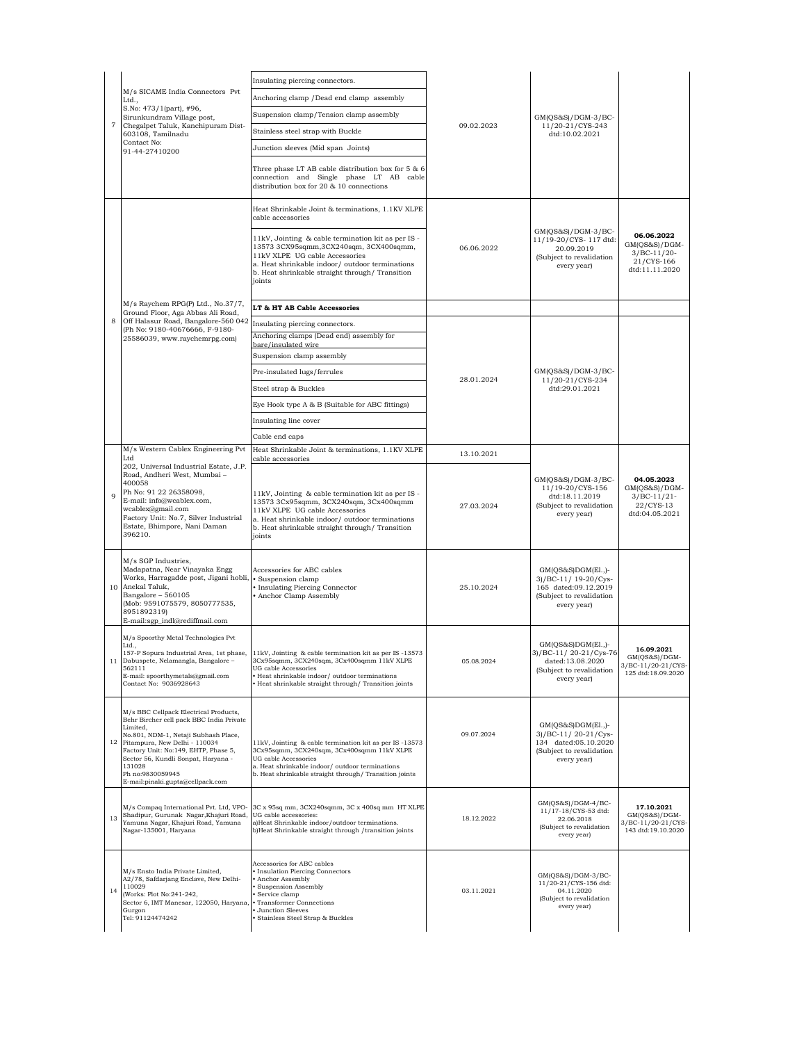| | | | | | |
|---|---|---|---|---|---|
| 7 | M/s SICAME India Connectors Pvt Ltd., S.No: 473/1(part), #96, Sirunkundram Village post, Chegalpet Taluk, Kanchipuram Dist-603108, Tamilnadu Contact No: 91-44-27410200 | Insulating piercing connectors.<br>Anchoring clamp /Dead end clamp assembly<br>Suspension clamp/Tension clamp assembly<br>Stainless steel strap with Buckle<br>Junction sleeves (Mid span Joints)<br>Three phase LT AB cable distribution box for 5 & 6 connection and Single phase LT AB cable distribution box for 20 & 10 connections | 09.02.2023 | GM(QS&S)/DGM-3/BC-11/20-21/CYS-243 dtd:10.02.2021 | |
| 8 | M/s Raychem RPG(P) Ltd., No.37/7, Ground Floor, Aga Abbas Ali Road, Off Halasur Road, Bangalore-560 042 (Ph No: 9180-40676666, F-9180-25586039, www.raychemrpg.com) | Heat Shrinkable Joint & terminations, 1.1KV XLPE cable accessories<br>11kV, Jointing & cable termination kit as per IS - 13573 3CX95sqmm,3CX240sqm, 3CX400sqmm, 11kV XLPE UG cable Accessories<br>a. Heat shrinkable indoor/ outdoor terminations<br>b. Heat shrinkable straight through/ Transition joints | 06.06.2022 | GM(QS&S)/DGM-3/BC-11/19-20/CYS- 117 dtd: 20.09.2019 (Subject to revalidation every year) | **06.06.2022** GM(QS&S)/DGM-3/BC-11/20-21/CYS-166 dtd:11.11.2020 |
| | | **LT & HT AB Cable Accessories** | | | |
| | | Insulating piercing connectors.<br>Anchoring clamps (Dead end) assembly for bare/insulated wire<br>Suspension clamp assembly<br>Pre-insulated lugs/ferrules<br>Steel strap & Buckles<br>Eye Hook type A & B (Suitable for ABC fittings)<br>Insulating line cover<br>Cable end caps | 28.01.2024 | GM(QS&S)/DGM-3/BC-11/20-21/CYS-234 dtd:29.01.2021 | |
| 9 | M/s Western Cablex Engineering Pvt Ltd 202, Universal Industrial Estate, J.P. Road, Andheri West, Mumbai – 400058 Ph No: 91 22 26358098, E-mail: info@wcablex.com, wcablex@gmail.com Factory Unit: No.7, Silver Industrial Estate, Bhimpore, Nani Daman 396210. | Heat Shrinkable Joint & terminations, 1.1KV XLPE cable accessories | 13.10.2021 | GM(QS&S)/DGM-3/BC-11/19-20/CYS-156 dtd:18.11.2019 (Subject to revalidation every year) | **04.05.2023** GM(QS&S)/DGM-3/BC-11/21-22/CYS-13 dtd:04.05.2021 |
| | | 11kV, Jointing & cable termination kit as per IS - 13573 3Cx95sqmm, 3CX240sqm, 3Cx400sqmm 11kV XLPE UG cable Accessories<br>a. Heat shrinkable indoor/ outdoor terminations<br>b. Heat shrinkable straight through/ Transition joints | 27.03.2024 | | |
| 10 | M/s SGP Industries, Madapatna, Near Vinayaka Engg Works, Harragadde post, Jigani hobli, Anekal Taluk, Bangalore – 560105 (Mob: 9591075579, 8050777535, 8951892319) E-mail:sgp_indl@rediffmail.com | Accessories for ABC cables<br>• Suspension clamp<br>• Insulating Piercing Connector<br>• Anchor Clamp Assembly | 25.10.2024 | GM(QS&S)DGM(El.,)-3)/BC-11/ 19-20/Cys-165 dated:09.12.2019 (Subject to revalidation every year) | |
| 11 | M/s Spoorthy Metal Technologies Pvt Ltd., 157-P Sopura Industrial Area, 1st phase, Dabuspete, Nelamangla, Bangalore – 562111 E-mail: spoorthymetals@gmail.com Contact No: 9036928643 | 11kV, Jointing & cable termination kit as per IS -13573 3Cx95sqmm, 3CX240sqm, 3Cx400sqmm 11kV XLPE UG cable Accessories<br>• Heat shrinkable indoor/ outdoor terminations<br>• Heat shrinkable straight through/ Transition joints | 05.08.2024 | GM(QS&S)DGM(El.,)-3)/BC-11/ 20-21/Cys-76 dated:13.08.2020 (Subject to revalidation every year) | **16.09.2021** GM(QS&S)/DGM-3/BC-11/20-21/CYS-125 dtd:18.09.2020 |
| 12 | M/s BBC Cellpack Electrical Products, Behr Bircher cell pack BBC India Private Limited, No.801, NDM-1, Netaji Subhash Place, Pitampura, New Delhi - 110034 Factory Unit: No:149, EHTP, Phase 5, Sector 56, Kundli Sonpat, Haryana - 131028 Ph no:9830059945 E-mail:pinaki.gupta@cellpack.com | 11kV, Jointing & cable termination kit as per IS -13573 3Cx95sqmm, 3CX240sqm, 3Cx400sqmm 11kV XLPE UG cable Accessories<br>a. Heat shrinkable indoor/ outdoor terminations<br>b. Heat shrinkable straight through/ Transition joints | 09.07.2024 | GM(QS&S)DGM(El.,)-3)/BC-11/ 20-21/Cys-134 dated:05.10.2020 (Subject to revalidation every year) | |
| 13 | M/s Compaq International Pvt. Ltd, VPO-Shadipur, Gurunak Nagar,Khajuri Road, Yamuna Nagar, Khajuri Road, Yamuna Nagar-135001, Haryana | 3C x 95sq mm, 3CX240sqmm, 3C x 400sq mm HT XLPE UG cable accessories:<br>a)Heat Shrinkable indoor/outdoor terminations.<br>b)Heat Shrinkable straight through /transition joints | 18.12.2022 | GM(QS&S)/DGM-4/BC-11/17-18/CYS-53 dtd: 22.06.2018 (Subject to revalidation every year) | **17.10.2021** GM(QS&S)/DGM-3/BC-11/20-21/CYS-143 dtd:19.10.2020 |
| 14 | M/s Ensto India Private Limited, A2/78, Safdarjang Enclave, New Delhi-110029 (Works: Plot No:241-242, Sector 6, IMT Manesar, 122050, Haryana, Gurgon Tel: 91124474242 | Accessories for ABC cables<br>• Insulation Piercing Connectors<br>• Anchor Assembly<br>• Suspension Assembly<br>• Service clamp<br>• Transformer Connections<br>• Junction Sleeves<br>• Stainless Steel Strap & Buckles | 03.11.2021 | GM(QS&S)/DGM-3/BC-11/20-21/CYS-156 dtd: 04.11.2020 (Subject to revalidation every year) | |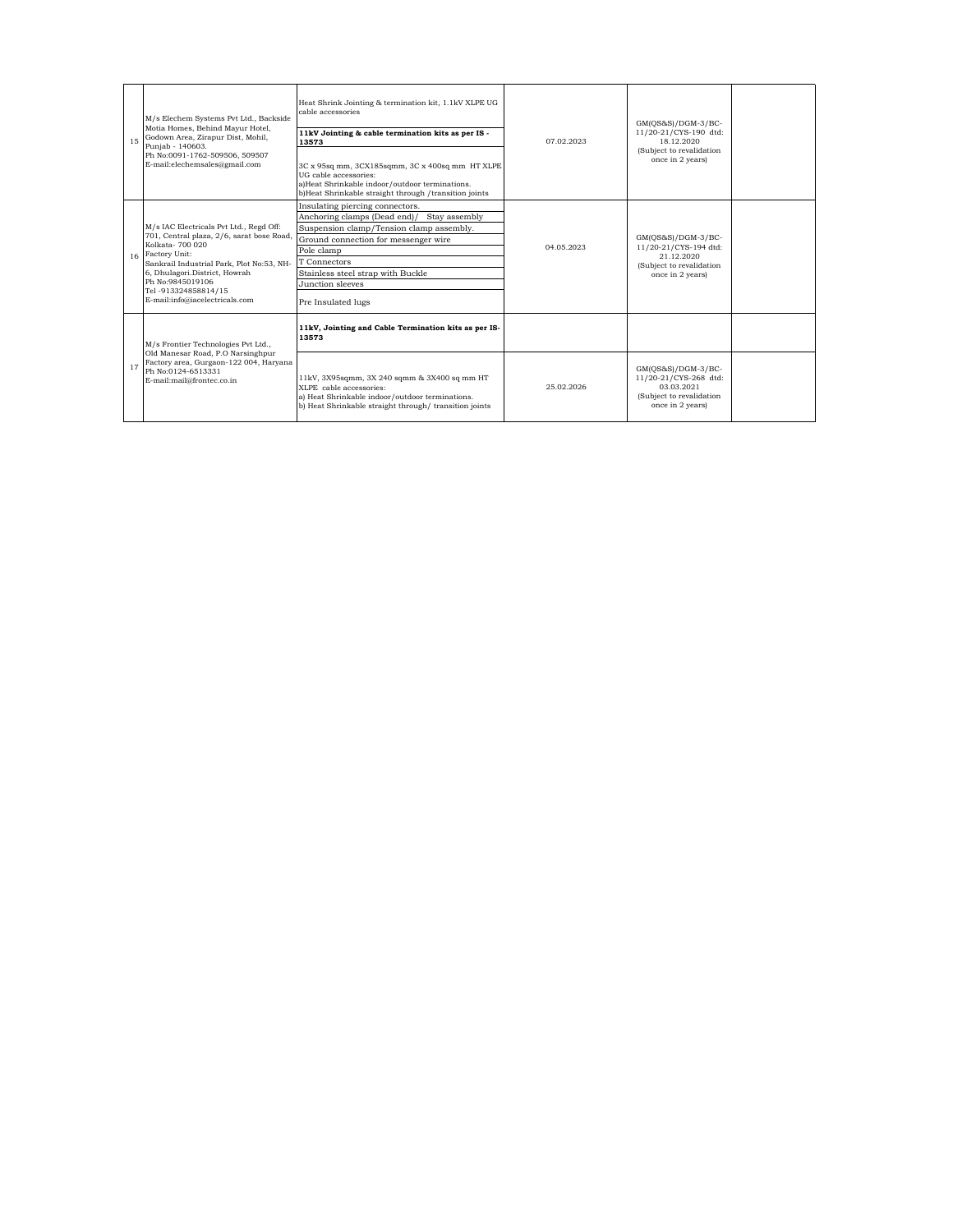| | | | | | |
|---|---|---|---|---|---|
| 15 | M/s Elechem Systems Pvt Ltd., Backside Motia Homes, Behind Mayur Hotel, Godown Area, Zirapur Dist, Mohil, Punjab - 140603. Ph No:0091-1762-509506, 509507 E-mail:elechemsales@gmail.com | Heat Shrink Jointing & termination kit, 1.1kV XLPE UG cable accessories | 07.02.2023 | GM(QS&S)/DGM-3/BC-11/20-21/CYS-190 dtd: 18.12.2020 (Subject to revalidation once in 2 years) | |
| | | **11kV Jointing & cable termination kits as per IS - 13573** | | | |
| | | 3C x 95sq mm, 3CX185sqmm, 3C x 400sq mm HT XLPE UG cable accessories: a)Heat Shrinkable indoor/outdoor terminations. b)Heat Shrinkable straight through /transition joints | | | |
| 16 | M/s IAC Electricals Pvt Ltd., Regd Off: 701, Central plaza, 2/6, sarat bose Road, Kolkata- 700 020 Factory Unit: Sankrail Industrial Park, Plot No:53, NH-6, Dhulagori.District, Howrah Ph No:9845019106 Tel -913324858814/15 E-mail:info@iacelectricals.com | Insulating piercing connectors. | 04.05.2023 | GM(QS&S)/DGM-3/BC-11/20-21/CYS-194 dtd: 21.12.2020 (Subject to revalidation once in 2 years) | |
| | | Anchoring clamps (Dead end)/ Stay assembly | | | |
| | | Suspension clamp/Tension clamp assembly. | | | |
| | | Ground connection for messenger wire | | | |
| | | Pole clamp | | | |
| | | T Connectors | | | |
| | | Stainless steel strap with Buckle | | | |
| | | Junction sleeves | | | |
| | | Pre Insulated lugs | | | |
| 17 | M/s Frontier Technologies Pvt Ltd., Old Manesar Road, P.O Narsinghpur Factory area, Gurgaon-122 004, Haryana Ph No:0124-6513331 E-mail:mail@frontec.co.in | **11kV, Jointing and Cable Termination kits as per IS-13573** | | | |
| | | 11kV, 3X95sqmm, 3X 240 sqmm & 3X400 sq mm HT XLPE cable accessories: a) Heat Shrinkable indoor/outdoor terminations. b) Heat Shrinkable straight through/ transition joints | 25.02.2026 | GM(QS&S)/DGM-3/BC-11/20-21/CYS-268 dtd: 03.03.2021 (Subject to revalidation once in 2 years) | |